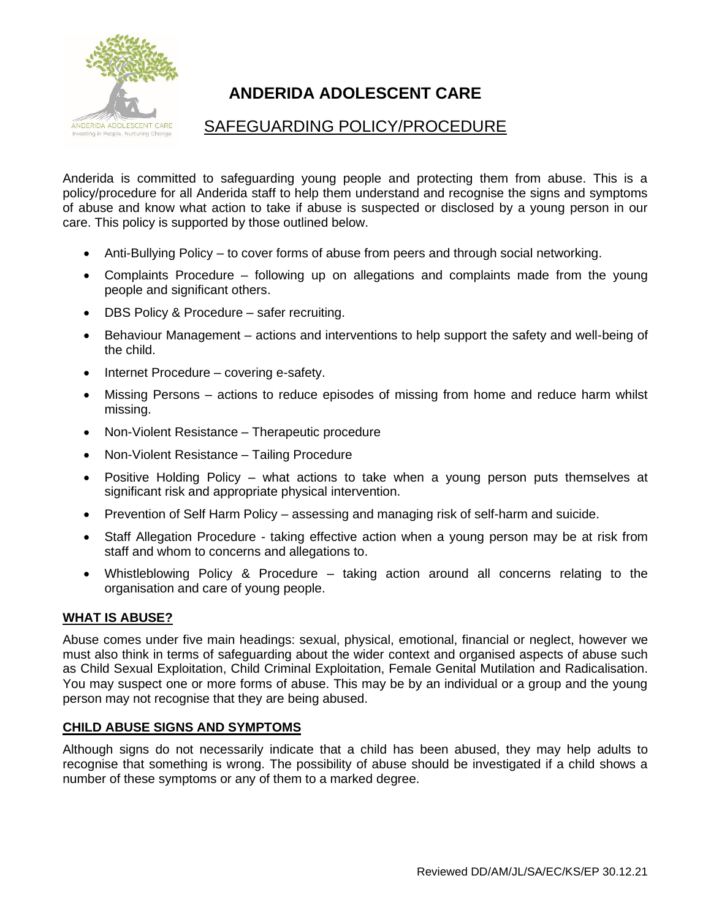# ANDERIDA ADOLESCENT CARE

## SAFEGUARDING POLICY/PROCEDURE

Anderida is committed to safeguarding young people and protecting them from abuse. This is a policy/procedure for all Anderida staff to help them understand and recognise the signs and symptoms of abuse and know what action to take if abuse is suspected or disclosed by a young person in our care. This policy is supported by those outlined below.

- Anti-Bullying Policy – to cover forms of abuse from peers and through social networking.
- Complaints Procedure – following up on allegations and complaints made from the young people and significant others.
- DBS Policy & Procedure – safer recruiting.
- Behaviour Management – actions and interventions to help support the safety and well-being of the child.
- Internet Procedure – covering e-safety.
- Missing Persons – actions to reduce episodes of missing from home and reduce harm whilst missing.
- Non-Violent Resistance – Therapeutic procedure
- Non-Violent Resistance – Tailing Procedure
- Positive Holding Policy – what actions to take when a young person puts themselves at significant risk and appropriate physical intervention.
- Prevention of Self Harm Policy – assessing and managing risk of self-harm and suicide.
- Staff Allegation Procedure - taking effective action when a young person may be at risk from staff and whom to concerns and allegations to.
- Whistleblowing Policy & Procedure – taking action around all concerns relating to the organisation and care of young people.

### WHAT IS ABUSE?

Abuse comes under five main headings: sexual, physical, emotional, financial or neglect, however we must also think in terms of safeguarding about the wider context and organised aspects of abuse such as Child Sexual Exploitation, Child Criminal Exploitation, Female Genital Mutilation and Radicalisation. You may suspect one or more forms of abuse. This may be by an individual or a group and the young person may not recognise that they are being abused.

### CHILD ABUSE SIGNS AND SYMPTOMS

Although signs do not necessarily indicate that a child has been abused, they may help adults to recognise that something is wrong. The possibility of abuse should be investigated if a child shows a number of these symptoms or any of them to a marked degree.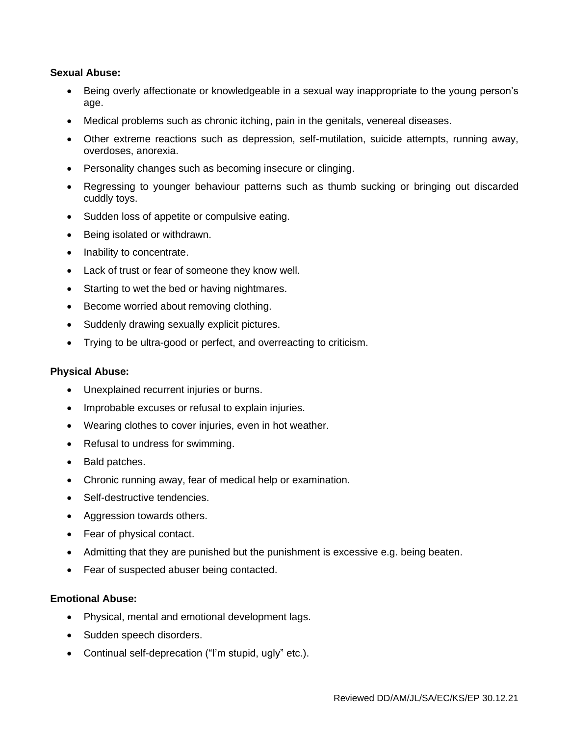**Sexual Abuse:**

- Being overly affectionate or knowledgeable in a sexual way inappropriate to the young person's age.
- Medical problems such as chronic itching, pain in the genitals, venereal diseases.
- Other extreme reactions such as depression, self-mutilation, suicide attempts, running away, overdoses, anorexia.
- Personality changes such as becoming insecure or clinging.
- Regressing to younger behaviour patterns such as thumb sucking or bringing out discarded cuddly toys.
- Sudden loss of appetite or compulsive eating.
- Being isolated or withdrawn.
- Inability to concentrate.
- Lack of trust or fear of someone they know well.
- Starting to wet the bed or having nightmares.
- Become worried about removing clothing.
- Suddenly drawing sexually explicit pictures.
- Trying to be ultra-good or perfect, and overreacting to criticism.

**Physical Abuse:**

- Unexplained recurrent injuries or burns.
- Improbable excuses or refusal to explain injuries.
- Wearing clothes to cover injuries, even in hot weather.
- Refusal to undress for swimming.
- Bald patches.
- Chronic running away, fear of medical help or examination.
- Self-destructive tendencies.
- Aggression towards others.
- Fear of physical contact.
- Admitting that they are punished but the punishment is excessive e.g. being beaten.
- Fear of suspected abuser being contacted.

**Emotional Abuse:**

- Physical, mental and emotional development lags.
- Sudden speech disorders.
- Continual self-deprecation ("I'm stupid, ugly" etc.).

Reviewed DD/AM/JL/SA/EC/KS/EP 30.12.21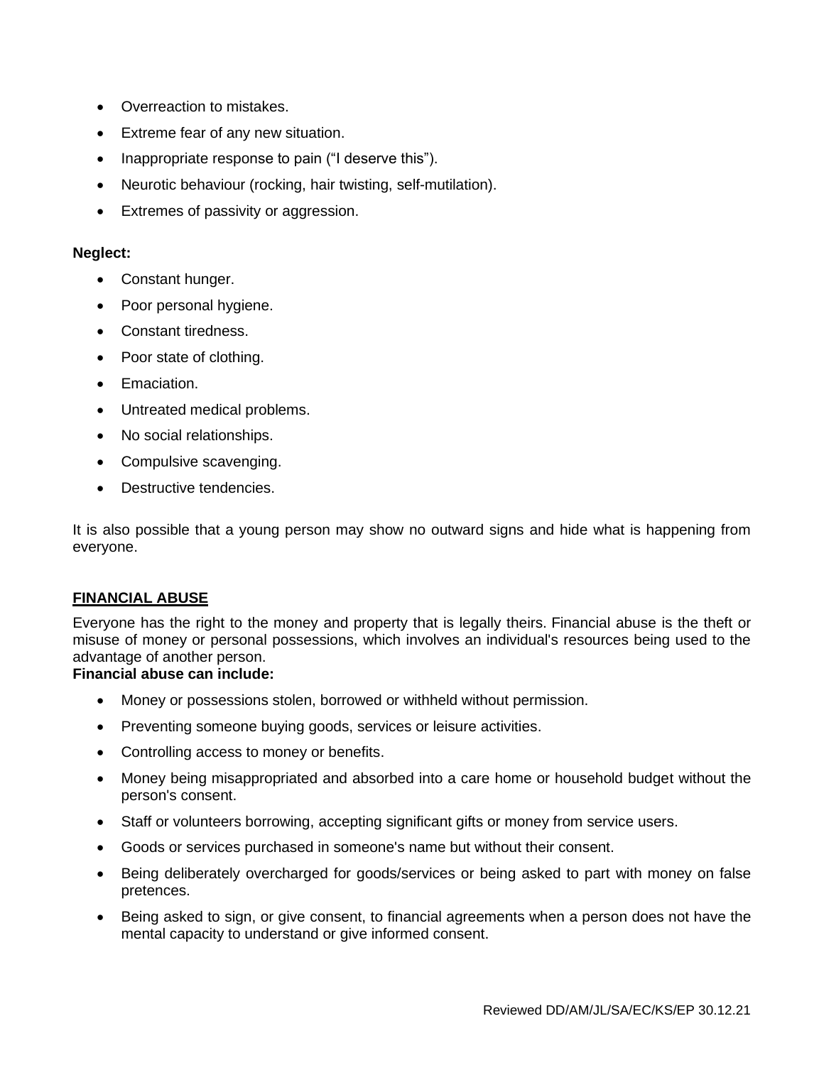- Overreaction to mistakes.
- Extreme fear of any new situation.
- Inappropriate response to pain ("I deserve this").
- Neurotic behaviour (rocking, hair twisting, self-mutilation).
- Extremes of passivity or aggression.

**Neglect:**

- Constant hunger.
- Poor personal hygiene.
- Constant tiredness.
- Poor state of clothing.
- Emaciation.
- Untreated medical problems.
- No social relationships.
- Compulsive scavenging.
- Destructive tendencies.

It is also possible that a young person may show no outward signs and hide what is happening from everyone.

## FINANCIAL ABUSE

Everyone has the right to the money and property that is legally theirs. Financial abuse is the theft or misuse of money or personal possessions, which involves an individual's resources being used to the advantage of another person.

**Financial abuse can include:**

- Money or possessions stolen, borrowed or withheld without permission.
- Preventing someone buying goods, services or leisure activities.
- Controlling access to money or benefits.
- Money being misappropriated and absorbed into a care home or household budget without the person's consent.
- Staff or volunteers borrowing, accepting significant gifts or money from service users.
- Goods or services purchased in someone's name but without their consent.
- Being deliberately overcharged for goods/services or being asked to part with money on false pretences.
- Being asked to sign, or give consent, to financial agreements when a person does not have the mental capacity to understand or give informed consent.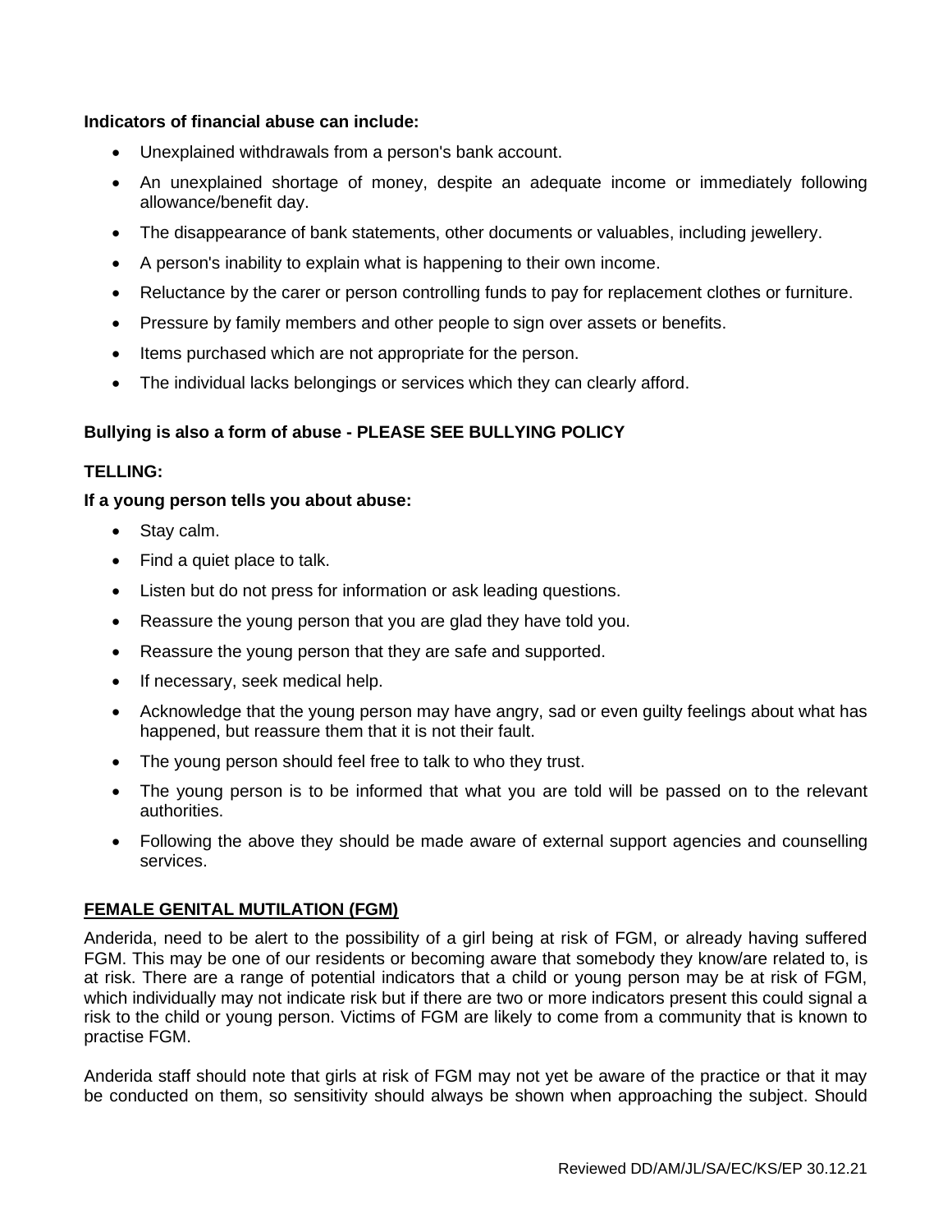**Indicators of financial abuse can include:**

- Unexplained withdrawals from a person's bank account.
- An unexplained shortage of money, despite an adequate income or immediately following allowance/benefit day.
- The disappearance of bank statements, other documents or valuables, including jewellery.
- A person's inability to explain what is happening to their own income.
- Reluctance by the carer or person controlling funds to pay for replacement clothes or furniture.
- Pressure by family members and other people to sign over assets or benefits.
- Items purchased which are not appropriate for the person.
- The individual lacks belongings or services which they can clearly afford.

**Bullying is also a form of abuse - PLEASE SEE BULLYING POLICY**

**TELLING:**

**If a young person tells you about abuse:**

- Stay calm.
- Find a quiet place to talk.
- Listen but do not press for information or ask leading questions.
- Reassure the young person that you are glad they have told you.
- Reassure the young person that they are safe and supported.
- If necessary, seek medical help.
- Acknowledge that the young person may have angry, sad or even guilty feelings about what has happened, but reassure them that it is not their fault.
- The young person should feel free to talk to who they trust.
- The young person is to be informed that what you are told will be passed on to the relevant authorities.
- Following the above they should be made aware of external support agencies and counselling services.

**FEMALE GENITAL MUTILATION (FGM)**

Anderida, need to be alert to the possibility of a girl being at risk of FGM, or already having suffered FGM. This may be one of our residents or becoming aware that somebody they know/are related to, is at risk. There are a range of potential indicators that a child or young person may be at risk of FGM, which individually may not indicate risk but if there are two or more indicators present this could signal a risk to the child or young person. Victims of FGM are likely to come from a community that is known to practise FGM.

Anderida staff should note that girls at risk of FGM may not yet be aware of the practice or that it may be conducted on them, so sensitivity should always be shown when approaching the subject. Should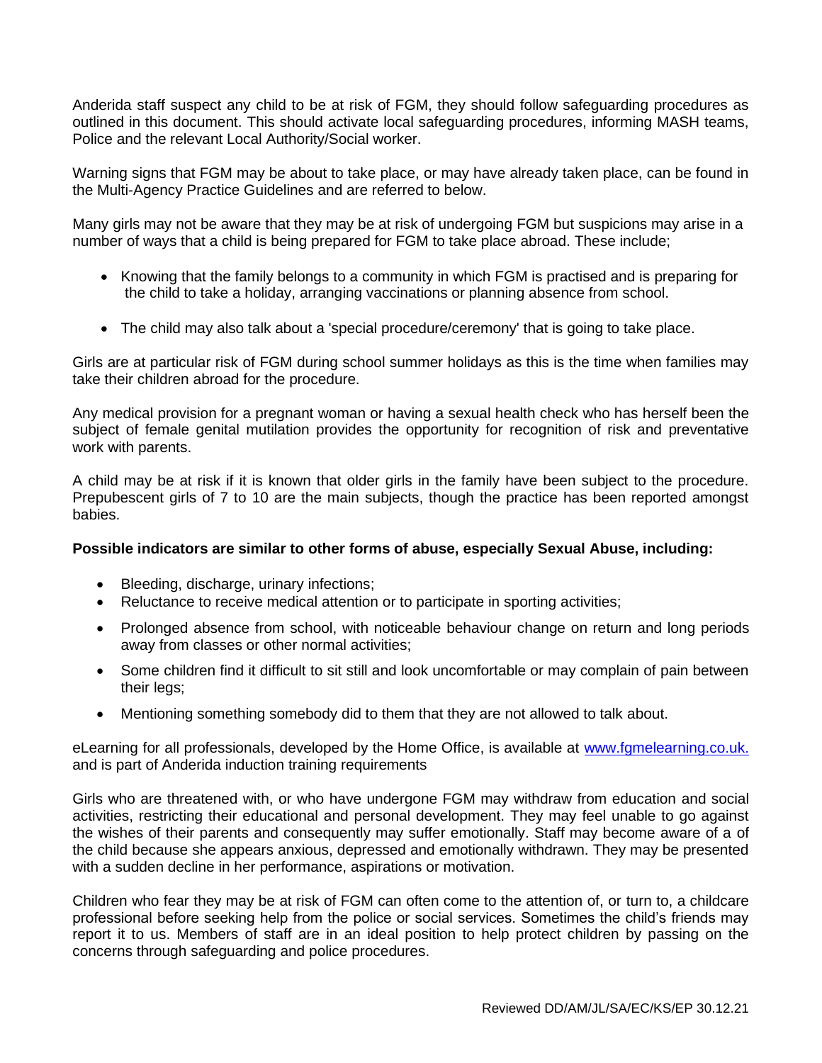Anderida staff suspect any child to be at risk of FGM, they should follow safeguarding procedures as outlined in this document. This should activate local safeguarding procedures, informing MASH teams, Police and the relevant Local Authority/Social worker.

Warning signs that FGM may be about to take place, or may have already taken place, can be found in the Multi-Agency Practice Guidelines and are referred to below.

Many girls may not be aware that they may be at risk of undergoing FGM but suspicions may arise in a number of ways that a child is being prepared for FGM to take place abroad. These include;

- Knowing that the family belongs to a community in which FGM is practised and is preparing for the child to take a holiday, arranging vaccinations or planning absence from school.
- The child may also talk about a 'special procedure/ceremony' that is going to take place.

Girls are at particular risk of FGM during school summer holidays as this is the time when families may take their children abroad for the procedure.

Any medical provision for a pregnant woman or having a sexual health check who has herself been the subject of female genital mutilation provides the opportunity for recognition of risk and preventative work with parents.

A child may be at risk if it is known that older girls in the family have been subject to the procedure. Prepubescent girls of 7 to 10 are the main subjects, though the practice has been reported amongst babies.

**Possible indicators are similar to other forms of abuse, especially Sexual Abuse, including:**

- Bleeding, discharge, urinary infections;
- Reluctance to receive medical attention or to participate in sporting activities;
- Prolonged absence from school, with noticeable behaviour change on return and long periods away from classes or other normal activities;
- Some children find it difficult to sit still and look uncomfortable or may complain of pain between their legs;
- Mentioning something somebody did to them that they are not allowed to talk about.

eLearning for all professionals, developed by the Home Office, is available at [www.fgmelearning.co.uk.](http://www.fgmelearning.co.uk) and is part of Anderida induction training requirements

Girls who are threatened with, or who have undergone FGM may withdraw from education and social activities, restricting their educational and personal development. They may feel unable to go against the wishes of their parents and consequently may suffer emotionally. Staff may become aware of a of the child because she appears anxious, depressed and emotionally withdrawn. They may be presented with a sudden decline in her performance, aspirations or motivation.

Children who fear they may be at risk of FGM can often come to the attention of, or turn to, a childcare professional before seeking help from the police or social services. Sometimes the child's friends may report it to us. Members of staff are in an ideal position to help protect children by passing on the concerns through safeguarding and police procedures.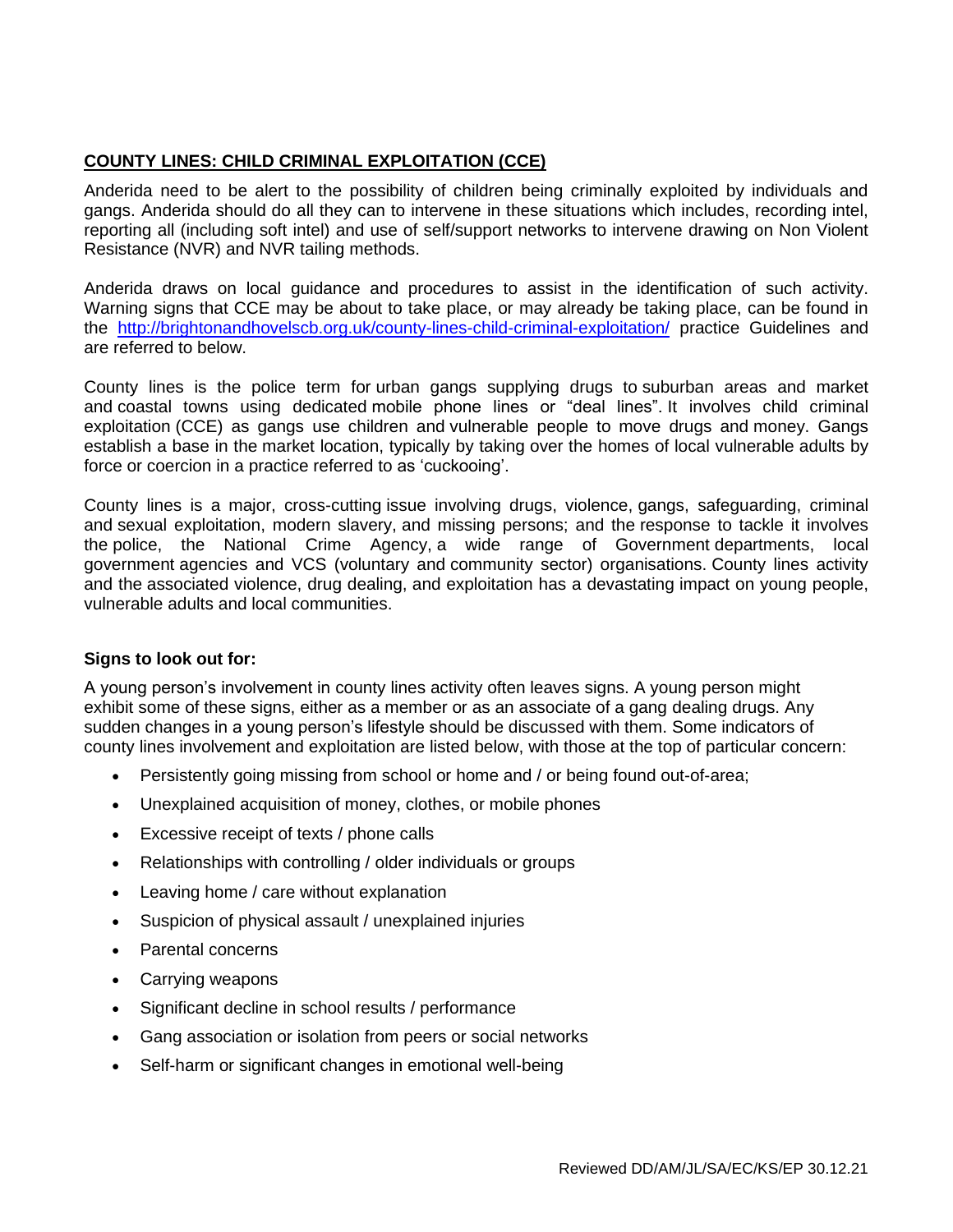## COUNTY LINES: CHILD CRIMINAL EXPLOITATION (CCE)

Anderida need to be alert to the possibility of children being criminally exploited by individuals and gangs. Anderida should do all they can to intervene in these situations which includes, recording intel, reporting all (including soft intel) and use of self/support networks to intervene drawing on Non Violent Resistance (NVR) and NVR tailing methods.

Anderida draws on local guidance and procedures to assist in the identification of such activity. Warning signs that CCE may be about to take place, or may already be taking place, can be found in the [http://brightonandhovelscb.org.uk/county-lines-child-criminal-exploitation/](http://brightonandhovelscb.org.uk/county-lines-child-criminal-exploitation/) practice Guidelines and are referred to below.

County lines is the police term for urban gangs supplying drugs to suburban areas and market and coastal towns using dedicated mobile phone lines or "deal lines". It involves child criminal exploitation (CCE) as gangs use children and vulnerable people to move drugs and money. Gangs establish a base in the market location, typically by taking over the homes of local vulnerable adults by force or coercion in a practice referred to as 'cuckooing'.

County lines is a major, cross-cutting issue involving drugs, violence, gangs, safeguarding, criminal and sexual exploitation, modern slavery, and missing persons; and the response to tackle it involves the police, the National Crime Agency, a wide range of Government departments, local government agencies and VCS (voluntary and community sector) organisations. County lines activity and the associated violence, drug dealing, and exploitation has a devastating impact on young people, vulnerable adults and local communities.

**Signs to look out for:**

A young person's involvement in county lines activity often leaves signs. A young person might exhibit some of these signs, either as a member or as an associate of a gang dealing drugs. Any sudden changes in a young person's lifestyle should be discussed with them. Some indicators of county lines involvement and exploitation are listed below, with those at the top of particular concern:

- Persistently going missing from school or home and / or being found out-of-area;
- Unexplained acquisition of money, clothes, or mobile phones
- Excessive receipt of texts / phone calls
- Relationships with controlling / older individuals or groups
- Leaving home / care without explanation
- Suspicion of physical assault / unexplained injuries
- Parental concerns
- Carrying weapons
- Significant decline in school results / performance
- Gang association or isolation from peers or social networks
- Self-harm or significant changes in emotional well-being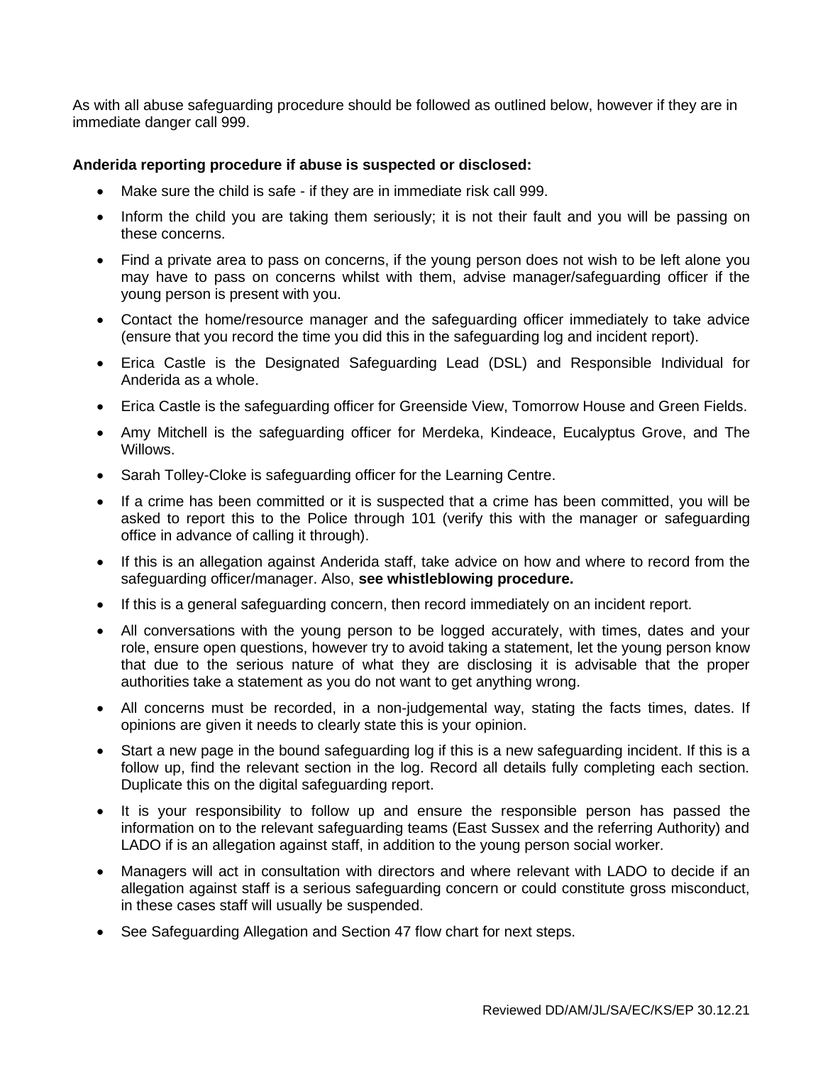As with all abuse safeguarding procedure should be followed as outlined below, however if they are in immediate danger call 999.

**Anderida reporting procedure if abuse is suspected or disclosed:**

- Make sure the child is safe - if they are in immediate risk call 999.
- Inform the child you are taking them seriously; it is not their fault and you will be passing on these concerns.
- Find a private area to pass on concerns, if the young person does not wish to be left alone you may have to pass on concerns whilst with them, advise manager/safeguarding officer if the young person is present with you.
- Contact the home/resource manager and the safeguarding officer immediately to take advice (ensure that you record the time you did this in the safeguarding log and incident report).
- Erica Castle is the Designated Safeguarding Lead (DSL) and Responsible Individual for Anderida as a whole.
- Erica Castle is the safeguarding officer for Greenside View, Tomorrow House and Green Fields.
- Amy Mitchell is the safeguarding officer for Merdeka, Kindeace, Eucalyptus Grove, and The Willows.
- Sarah Tolley-Cloke is safeguarding officer for the Learning Centre.
- If a crime has been committed or it is suspected that a crime has been committed, you will be asked to report this to the Police through 101 (verify this with the manager or safeguarding office in advance of calling it through).
- If this is an allegation against Anderida staff, take advice on how and where to record from the safeguarding officer/manager. Also, **see whistleblowing procedure.**
- If this is a general safeguarding concern, then record immediately on an incident report.
- All conversations with the young person to be logged accurately, with times, dates and your role, ensure open questions, however try to avoid taking a statement, let the young person know that due to the serious nature of what they are disclosing it is advisable that the proper authorities take a statement as you do not want to get anything wrong.
- All concerns must be recorded, in a non-judgemental way, stating the facts times, dates. If opinions are given it needs to clearly state this is your opinion.
- Start a new page in the bound safeguarding log if this is a new safeguarding incident. If this is a follow up, find the relevant section in the log. Record all details fully completing each section. Duplicate this on the digital safeguarding report.
- It is your responsibility to follow up and ensure the responsible person has passed the information on to the relevant safeguarding teams (East Sussex and the referring Authority) and LADO if is an allegation against staff, in addition to the young person social worker.
- Managers will act in consultation with directors and where relevant with LADO to decide if an allegation against staff is a serious safeguarding concern or could constitute gross misconduct, in these cases staff will usually be suspended.
- See Safeguarding Allegation and Section 47 flow chart for next steps.

Reviewed DD/AM/JL/SA/EC/KS/EP 30.12.21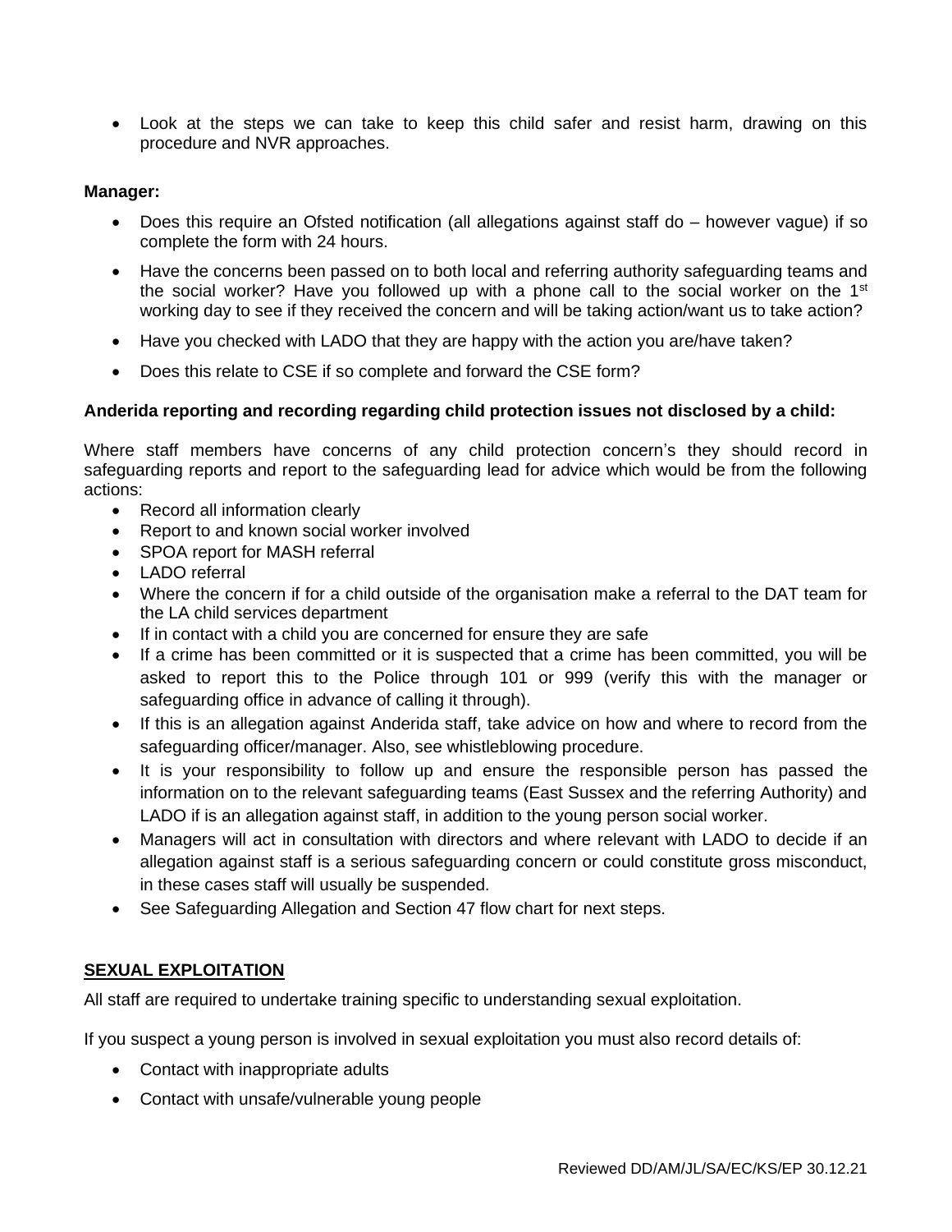- Look at the steps we can take to keep this child safer and resist harm, drawing on this procedure and NVR approaches.

**Manager:**

- Does this require an Ofsted notification (all allegations against staff do – however vague) if so complete the form with 24 hours.
- Have the concerns been passed on to both local and referring authority safeguarding teams and the social worker? Have you followed up with a phone call to the social worker on the 1st working day to see if they received the concern and will be taking action/want us to take action?
- Have you checked with LADO that they are happy with the action you are/have taken?
- Does this relate to CSE if so complete and forward the CSE form?

**Anderida reporting and recording regarding child protection issues not disclosed by a child:**

Where staff members have concerns of any child protection concern's they should record in safeguarding reports and report to the safeguarding lead for advice which would be from the following actions:

- Record all information clearly
- Report to and known social worker involved
- SPOA report for MASH referral
- LADO referral
- Where the concern if for a child outside of the organisation make a referral to the DAT team for the LA child services department
- If in contact with a child you are concerned for ensure they are safe
- If a crime has been committed or it is suspected that a crime has been committed, you will be asked to report this to the Police through 101 or 999 (verify this with the manager or safeguarding office in advance of calling it through).
- If this is an allegation against Anderida staff, take advice on how and where to record from the safeguarding officer/manager. Also, see whistleblowing procedure.
- It is your responsibility to follow up and ensure the responsible person has passed the information on to the relevant safeguarding teams (East Sussex and the referring Authority) and LADO if is an allegation against staff, in addition to the young person social worker.
- Managers will act in consultation with directors and where relevant with LADO to decide if an allegation against staff is a serious safeguarding concern or could constitute gross misconduct, in these cases staff will usually be suspended.
- See Safeguarding Allegation and Section 47 flow chart for next steps.

## SEXUAL EXPLOITATION

All staff are required to undertake training specific to understanding sexual exploitation.

If you suspect a young person is involved in sexual exploitation you must also record details of:

- Contact with inappropriate adults
- Contact with unsafe/vulnerable young people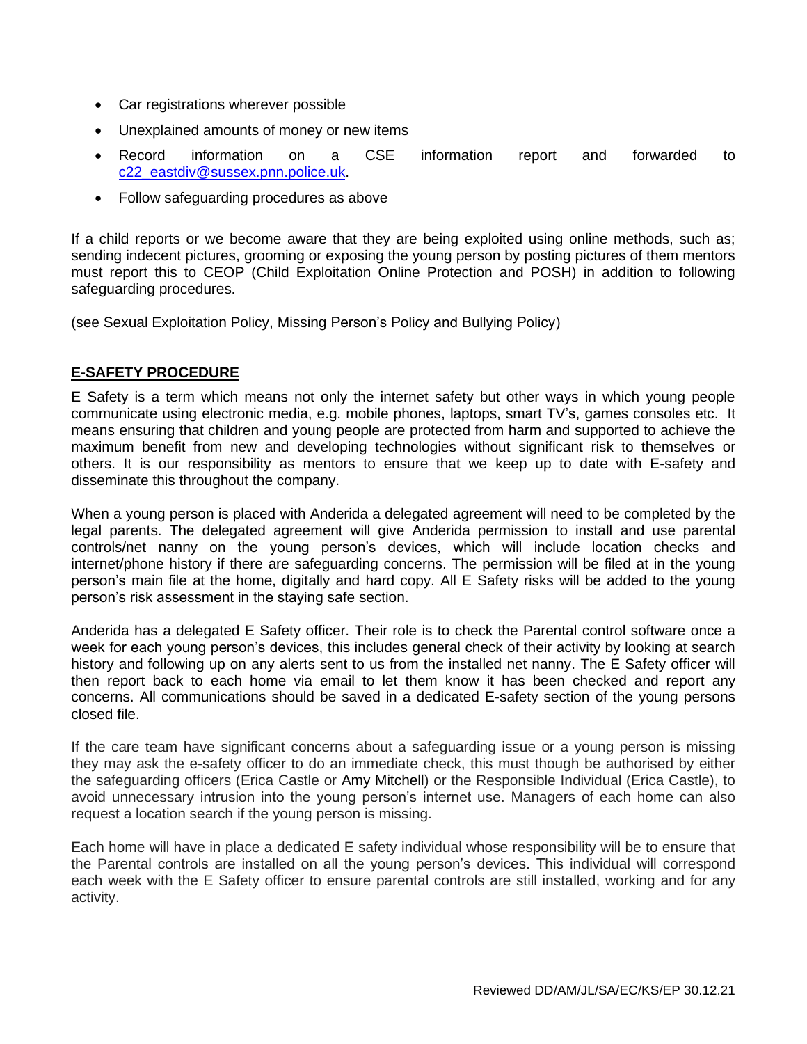- Car registrations wherever possible
- Unexplained amounts of money or new items
- Record information on a CSE information report and forwarded to c22_eastdiv@sussex.pnn.police.uk.
- Follow safeguarding procedures as above

If a child reports or we become aware that they are being exploited using online methods, such as; sending indecent pictures, grooming or exposing the young person by posting pictures of them mentors must report this to CEOP (Child Exploitation Online Protection and POSH) in addition to following safeguarding procedures.

(see Sexual Exploitation Policy, Missing Person's Policy and Bullying Policy)

## E-SAFETY PROCEDURE

E Safety is a term which means not only the internet safety but other ways in which young people communicate using electronic media, e.g. mobile phones, laptops, smart TV's, games consoles etc. It means ensuring that children and young people are protected from harm and supported to achieve the maximum benefit from new and developing technologies without significant risk to themselves or others. It is our responsibility as mentors to ensure that we keep up to date with E-safety and disseminate this throughout the company.

When a young person is placed with Anderida a delegated agreement will need to be completed by the legal parents. The delegated agreement will give Anderida permission to install and use parental controls/net nanny on the young person's devices, which will include location checks and internet/phone history if there are safeguarding concerns. The permission will be filed at in the young person's main file at the home, digitally and hard copy. All E Safety risks will be added to the young person's risk assessment in the staying safe section.

Anderida has a delegated E Safety officer. Their role is to check the Parental control software once a week for each young person's devices, this includes general check of their activity by looking at search history and following up on any alerts sent to us from the installed net nanny. The E Safety officer will then report back to each home via email to let them know it has been checked and report any concerns. All communications should be saved in a dedicated E-safety section of the young persons closed file.

If the care team have significant concerns about a safeguarding issue or a young person is missing they may ask the e-safety officer to do an immediate check, this must though be authorised by either the safeguarding officers (Erica Castle or Amy Mitchell) or the Responsible Individual (Erica Castle), to avoid unnecessary intrusion into the young person's internet use. Managers of each home can also request a location search if the young person is missing.

Each home will have in place a dedicated E safety individual whose responsibility will be to ensure that the Parental controls are installed on all the young person's devices. This individual will correspond each week with the E Safety officer to ensure parental controls are still installed, working and for any activity.

Reviewed DD/AM/JL/SA/EC/KS/EP 30.12.21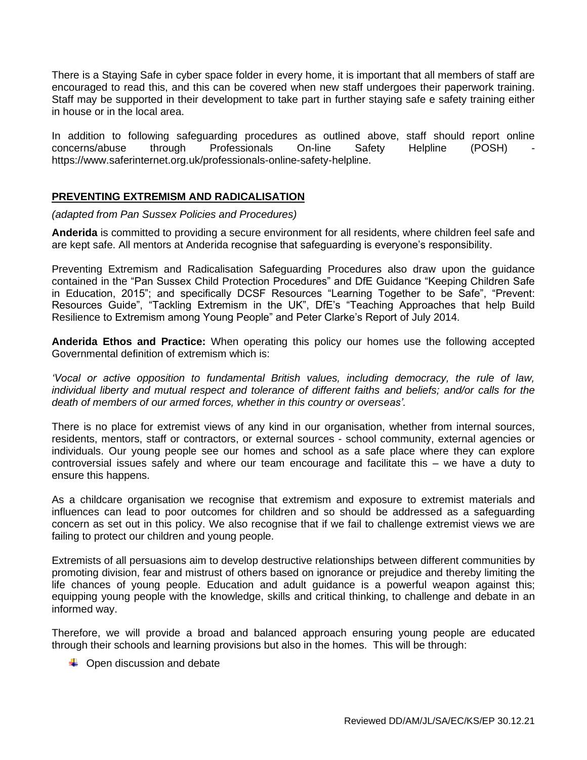There is a Staying Safe in cyber space folder in every home, it is important that all members of staff are encouraged to read this, and this can be covered when new staff undergoes their paperwork training. Staff may be supported in their development to take part in further staying safe e safety training either in house or in the local area.

In addition to following safeguarding procedures as outlined above, staff should report online concerns/abuse through Professionals On-line Safety Helpline (POSH) - https://www.saferinternet.org.uk/professionals-online-safety-helpline.

## PREVENTING EXTREMISM AND RADICALISATION

*(adapted from Pan Sussex Policies and Procedures)*

**Anderida** is committed to providing a secure environment for all residents, where children feel safe and are kept safe. All mentors at Anderida recognise that safeguarding is everyone's responsibility.

Preventing Extremism and Radicalisation Safeguarding Procedures also draw upon the guidance contained in the "Pan Sussex Child Protection Procedures" and DfE Guidance "Keeping Children Safe in Education, 2015"; and specifically DCSF Resources "Learning Together to be Safe", "Prevent: Resources Guide", "Tackling Extremism in the UK", DfE's "Teaching Approaches that help Build Resilience to Extremism among Young People" and Peter Clarke's Report of July 2014.

**Anderida Ethos and Practice:** When operating this policy our homes use the following accepted Governmental definition of extremism which is:

*'Vocal or active opposition to fundamental British values, including democracy, the rule of law, individual liberty and mutual respect and tolerance of different faiths and beliefs; and/or calls for the death of members of our armed forces, whether in this country or overseas'.*

There is no place for extremist views of any kind in our organisation, whether from internal sources, residents, mentors, staff or contractors, or external sources - school community, external agencies or individuals. Our young people see our homes and school as a safe place where they can explore controversial issues safely and where our team encourage and facilitate this – we have a duty to ensure this happens.

As a childcare organisation we recognise that extremism and exposure to extremist materials and influences can lead to poor outcomes for children and so should be addressed as a safeguarding concern as set out in this policy. We also recognise that if we fail to challenge extremist views we are failing to protect our children and young people.

Extremists of all persuasions aim to develop destructive relationships between different communities by promoting division, fear and mistrust of others based on ignorance or prejudice and thereby limiting the life chances of young people. Education and adult guidance is a powerful weapon against this; equipping young people with the knowledge, skills and critical thinking, to challenge and debate in an informed way.

Therefore, we will provide a broad and balanced approach ensuring young people are educated through their schools and learning provisions but also in the homes. This will be through:

- Open discussion and debate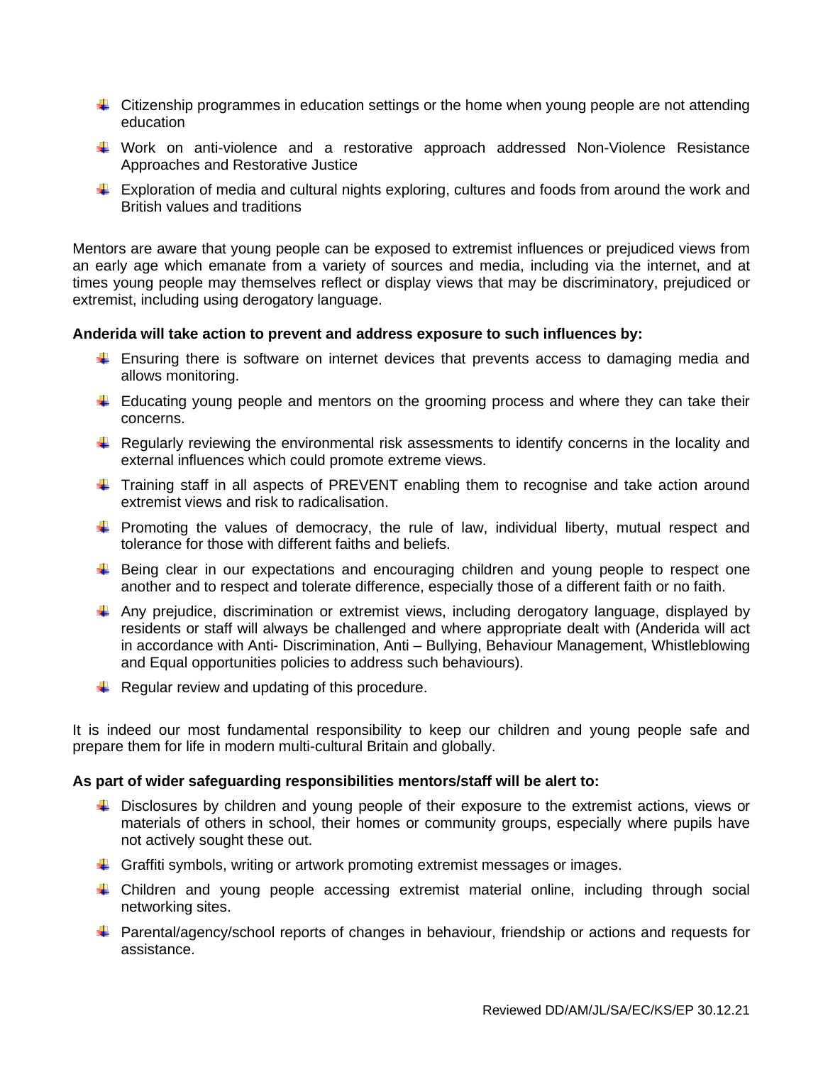- Citizenship programmes in education settings or the home when young people are not attending education
- Work on anti-violence and a restorative approach addressed Non-Violence Resistance Approaches and Restorative Justice
- Exploration of media and cultural nights exploring, cultures and foods from around the work and British values and traditions

Mentors are aware that young people can be exposed to extremist influences or prejudiced views from an early age which emanate from a variety of sources and media, including via the internet, and at times young people may themselves reflect or display views that may be discriminatory, prejudiced or extremist, including using derogatory language.

**Anderida will take action to prevent and address exposure to such influences by:**

- Ensuring there is software on internet devices that prevents access to damaging media and allows monitoring.
- Educating young people and mentors on the grooming process and where they can take their concerns.
- Regularly reviewing the environmental risk assessments to identify concerns in the locality and external influences which could promote extreme views.
- Training staff in all aspects of PREVENT enabling them to recognise and take action around extremist views and risk to radicalisation.
- Promoting the values of democracy, the rule of law, individual liberty, mutual respect and tolerance for those with different faiths and beliefs.
- Being clear in our expectations and encouraging children and young people to respect one another and to respect and tolerate difference, especially those of a different faith or no faith.
- Any prejudice, discrimination or extremist views, including derogatory language, displayed by residents or staff will always be challenged and where appropriate dealt with (Anderida will act in accordance with Anti- Discrimination, Anti – Bullying, Behaviour Management, Whistleblowing and Equal opportunities policies to address such behaviours).
- Regular review and updating of this procedure.

It is indeed our most fundamental responsibility to keep our children and young people safe and prepare them for life in modern multi-cultural Britain and globally.

**As part of wider safeguarding responsibilities mentors/staff will be alert to:**

- Disclosures by children and young people of their exposure to the extremist actions, views or materials of others in school, their homes or community groups, especially where pupils have not actively sought these out.
- Graffiti symbols, writing or artwork promoting extremist messages or images.
- Children and young people accessing extremist material online, including through social networking sites.
- Parental/agency/school reports of changes in behaviour, friendship or actions and requests for assistance.

Reviewed DD/AM/JL/SA/EC/KS/EP 30.12.21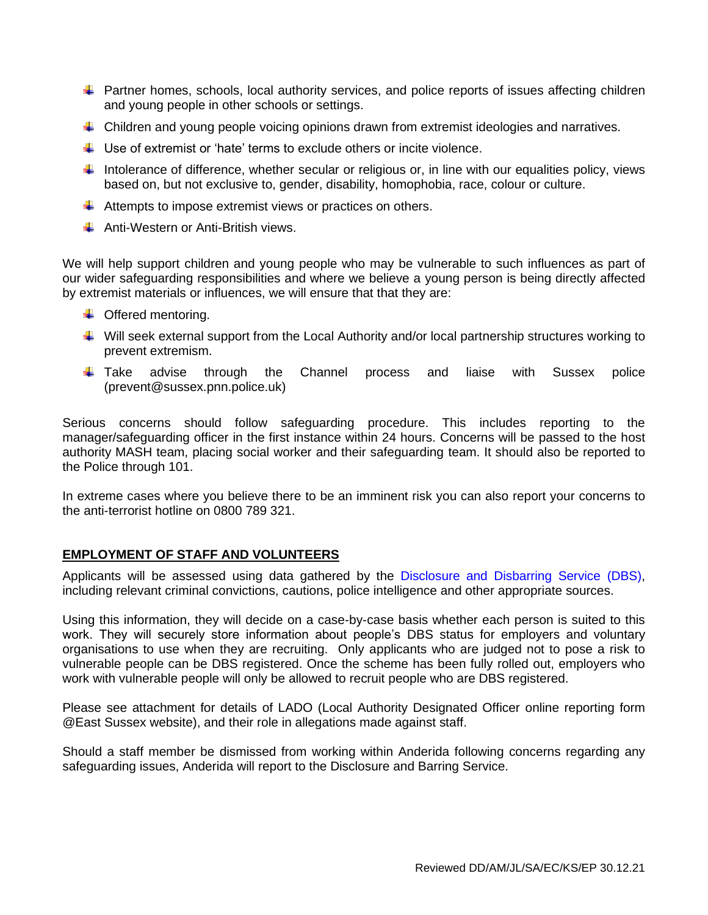- Partner homes, schools, local authority services, and police reports of issues affecting children and young people in other schools or settings.
- Children and young people voicing opinions drawn from extremist ideologies and narratives.
- Use of extremist or 'hate' terms to exclude others or incite violence.
- Intolerance of difference, whether secular or religious or, in line with our equalities policy, views based on, but not exclusive to, gender, disability, homophobia, race, colour or culture.
- Attempts to impose extremist views or practices on others.
- Anti-Western or Anti-British views.

We will help support children and young people who may be vulnerable to such influences as part of our wider safeguarding responsibilities and where we believe a young person is being directly affected by extremist materials or influences, we will ensure that that they are:

- Offered mentoring.
- Will seek external support from the Local Authority and/or local partnership structures working to prevent extremism.
- Take advise through the Channel process and liaise with Sussex police (prevent@sussex.pnn.police.uk)

Serious concerns should follow safeguarding procedure. This includes reporting to the manager/safeguarding officer in the first instance within 24 hours. Concerns will be passed to the host authority MASH team, placing social worker and their safeguarding team. It should also be reported to the Police through 101.

In extreme cases where you believe there to be an imminent risk you can also report your concerns to the anti-terrorist hotline on 0800 789 321.

## EMPLOYMENT OF STAFF AND VOLUNTEERS

Applicants will be assessed using data gathered by the Disclosure and Disbarring Service (DBS), including relevant criminal convictions, cautions, police intelligence and other appropriate sources.

Using this information, they will decide on a case-by-case basis whether each person is suited to this work. They will securely store information about people's DBS status for employers and voluntary organisations to use when they are recruiting. Only applicants who are judged not to pose a risk to vulnerable people can be DBS registered. Once the scheme has been fully rolled out, employers who work with vulnerable people will only be allowed to recruit people who are DBS registered.

Please see attachment for details of LADO (Local Authority Designated Officer online reporting form @East Sussex website), and their role in allegations made against staff.

Should a staff member be dismissed from working within Anderida following concerns regarding any safeguarding issues, Anderida will report to the Disclosure and Barring Service.

Reviewed DD/AM/JL/SA/EC/KS/EP 30.12.21